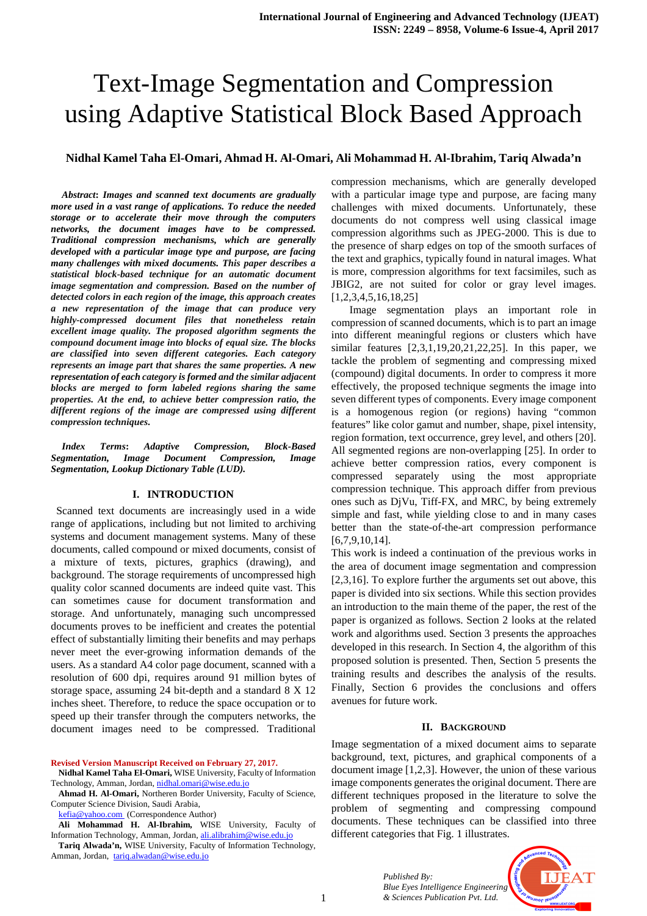# Text-Image Segmentation and Compression using Adaptive Statistical Block Based Approach

**Nidhal Kamel Taha El-Omari, Ahmad H. Al-Omari, Ali Mohammad H. Al-Ibrahim, Tariq Alwada'n**

***Abstract*: *Images and scanned text documents are gradually more used in a vast range of applications. To reduce the needed storage or to accelerate their move through the computers networks, the document images have to be compressed. Traditional compression mechanisms, which are generally developed with a particular image type and purpose, are facing many challenges with mixed documents. This paper describes a statistical block-based technique for an automatic document image segmentation and compression. Based on the number of detected colors in each region of the image, this approach creates a new representation of the image that can produce very highly-compressed document files that nonetheless retain excellent image quality. The proposed algorithm segments the compound document image into blocks of equal size. The blocks are classified into seven different categories. Each category represents an image part that shares the same properties. A new representation of each category is formed and the similar adjacent blocks are merged to form labeled regions sharing the same properties. At the end, to achieve better compression ratio, the different regions of the image are compressed using different compression techniques.***

***Index Terms*: *Adaptive Compression, Block-Based Segmentation, Image Document Compression, Image Segmentation, Lookup Dictionary Table (LUD).***

## I. INTRODUCTION

Scanned text documents are increasingly used in a wide range of applications, including but not limited to archiving systems and document management systems. Many of these documents, called compound or mixed documents, consist of a mixture of texts, pictures, graphics (drawing), and background. The storage requirements of uncompressed high quality color scanned documents are indeed quite vast. This can sometimes cause for document transformation and storage. And unfortunately, managing such uncompressed documents proves to be inefficient and creates the potential effect of substantially limiting their benefits and may perhaps never meet the ever-growing information demands of the users. As a standard A4 color page document, scanned with a resolution of 600 dpi, requires around 91 million bytes of storage space, assuming 24 bit-depth and a standard 8 X 12 inches sheet. Therefore, to reduce the space occupation or to speed up their transfer through the computers networks, the document images need to be compressed. Traditional compression mechanisms, which are generally developed with a particular image type and purpose, are facing many challenges with mixed documents. Unfortunately, these documents do not compress well using classical image compression algorithms such as JPEG-2000. This is due to the presence of sharp edges on top of the smooth surfaces of the text and graphics, typically found in natural images. What is more, compression algorithms for text facsimiles, such as JBIG2, are not suited for color or gray level images. [1,2,3,4,5,16,18,25]

Image segmentation plays an important role in compression of scanned documents, which is to part an image into different meaningful regions or clusters which have similar features [2,3,1,19,20,21,22,25]. In this paper, we tackle the problem of segmenting and compressing mixed (compound) digital documents. In order to compress it more effectively, the proposed technique segments the image into seven different types of components. Every image component is a homogenous region (or regions) having "common features" like color gamut and number, shape, pixel intensity, region formation, text occurrence, grey level, and others [20]. All segmented regions are non-overlapping [25]. In order to achieve better compression ratios, every component is compressed separately using the most appropriate compression technique. This approach differ from previous ones such as DjVu, Tiff-FX, and MRC, by being extremely simple and fast, while yielding close to and in many cases better than the state-of-the-art compression performance [6,7,9,10,14].

This work is indeed a continuation of the previous works in the area of document image segmentation and compression [2,3,16]. To explore further the arguments set out above, this paper is divided into six sections. While this section provides an introduction to the main theme of the paper, the rest of the paper is organized as follows. Section 2 looks at the related work and algorithms used. Section 3 presents the approaches developed in this research. In Section 4, the algorithm of this proposed solution is presented. Then, Section 5 presents the training results and describes the analysis of the results. Finally, Section 6 provides the conclusions and offers avenues for future work.

## II. BACKGROUND

Image segmentation of a mixed document aims to separate background, text, pictures, and graphical components of a document image [1,2,3]. However, the union of these various image components generates the original document. There are different techniques proposed in the literature to solve the problem of segmenting and compressing compound documents. These techniques can be classified into three different categories that Fig. 1 illustrates.

---

**Revised Version Manuscript Received on February 27, 2017.**

**Nidhal Kamel Taha El-Omari,** WISE University, Faculty of Information Technology, Amman, Jordan, nidhal.omari@wise.edu.jo

**Ahmad H. Al-Omari,** Northeren Border University, Faculty of Science, Computer Science Division, Saudi Arabia, kefia@yahoo.com (Correspondence Author)

**Ali Mohammad H. Al-Ibrahim,** WISE University, Faculty of Information Technology, Amman, Jordan, ali.alibrahim@wise.edu.jo

**Tariq Alwada'n,** WISE University, Faculty of Information Technology, Amman, Jordan, tariq.alwadan@wise.edu.jo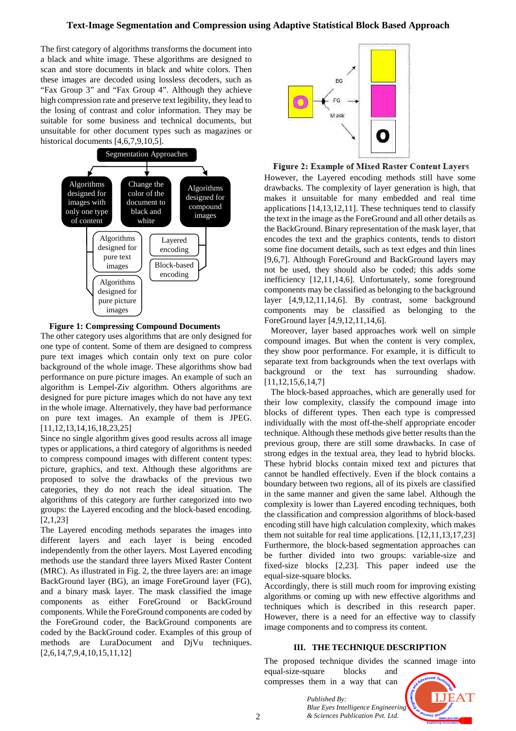The first category of algorithms transforms the document into a black and white image. These algorithms are designed to scan and store documents in black and white colors. Then these images are decoded using lossless decoders, such as "Fax Group 3" and "Fax Group 4". Although they achieve high compression rate and preserve text legibility, they lead to the losing of contrast and color information. They may be suitable for some business and technical documents, but unsuitable for other document types such as magazines or historical documents [4,6,7,9,10,5].

**Figure 1: Compressing Compound Documents**

The other category uses algorithms that are only designed for one type of content. Some of them are designed to compress pure text images which contain only text on pure color background of the whole image. These algorithms show bad performance on pure picture images. An example of such an algorithm is Lempel-Ziv algorithm. Others algorithms are designed for pure picture images which do not have any text in the whole image. Alternatively, they have bad performance on pure text images. An example of them is JPEG. [11,12,13,14,16,18,23,25]

Since no single algorithm gives good results across all image types or applications, a third category of algorithms is needed to compress compound images with different content types: picture, graphics, and text. Although these algorithms are proposed to solve the drawbacks of the previous two categories, they do not reach the ideal situation. The algorithms of this category are further categorized into two groups: the Layered encoding and the block-based encoding. [2,1,23]

The Layered encoding methods separates the images into different layers and each layer is being encoded independently from the other layers. Most Layered encoding methods use the standard three layers Mixed Raster Content (MRC). As illustrated in Fig. 2, the three layers are: an image BackGround layer (BG), an image ForeGround layer (FG), and a binary mask layer. The mask classified the image components as either ForeGround or BackGround components. While the ForeGround components are coded by the ForeGround coder, the BackGround components are coded by the BackGround coder. Examples of this group of methods are LuraDocument and DjVu techniques. [2,6,14,7,9,4,10,15,11,12]

**Figure 2: Example of Mixed Raster Content Layers**

However, the Layered encoding methods still have some drawbacks. The complexity of layer generation is high, that makes it unsuitable for many embedded and real time applications [14,13,12,11]. These techniques tend to classify the text in the image as the ForeGround and all other details as the BackGround. Binary representation of the mask layer, that encodes the text and the graphics contents, tends to distort some fine document details, such as text edges and thin lines [9,6,7]. Although ForeGround and BackGround layers may not be used, they should also be coded; this adds some inefficiency [12,11,14,6]. Unfortunately, some foreground components may be classified as belonging to the background layer [4,9,12,11,14,6]. By contrast, some background components may be classified as belonging to the ForeGround layer [4,9,12,11,14,6].

Moreover, layer based approaches work well on simple compound images. But when the content is very complex, they show poor performance. For example, it is difficult to separate text from backgrounds when the text overlaps with background or the text has surrounding shadow. [11,12,15,6,14,7]

The block-based approaches, which are generally used for their low complexity, classify the compound image into blocks of different types. Then each type is compressed individually with the most off-the-shelf appropriate encoder technique. Although these methods give better results than the previous group, there are still some drawbacks. In case of strong edges in the textual area, they lead to hybrid blocks. These hybrid blocks contain mixed text and pictures that cannot be handled effectively. Even if the block contains a boundary between two regions, all of its pixels are classified in the same manner and given the same label. Although the complexity is lower than Layered encoding techniques, both the classification and compression algorithms of block-based encoding still have high calculation complexity, which makes them not suitable for real time applications. [12,11,13,17,23]

Furthermore, the block-based segmentation approaches can be further divided into two groups: variable-size and fixed-size blocks [2,23]. This paper indeed use the equal-size-square blocks.

Accordingly, there is still much room for improving existing algorithms or coming up with new effective algorithms and techniques which is described in this research paper. However, there is a need for an effective way to classify image components and to compress its content.

## III. THE TECHNIQUE DESCRIPTION

The proposed technique divides the scanned image into equal-size-square blocks and compresses them in a way that can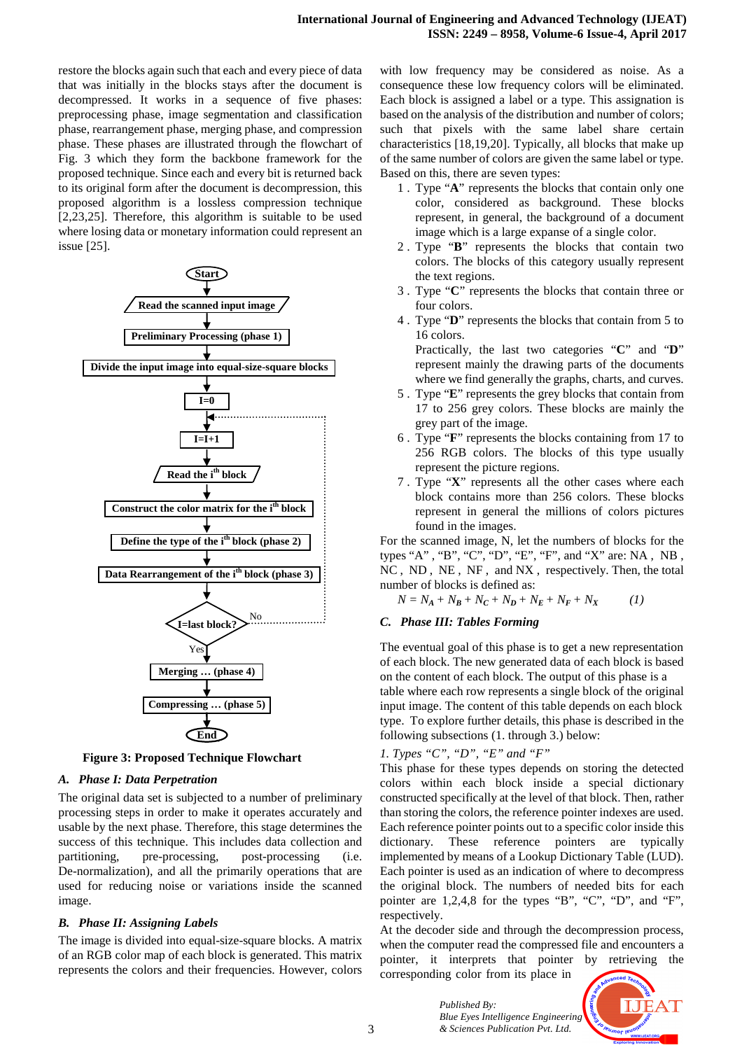restore the blocks again such that each and every piece of data that was initially in the blocks stays after the document is decompressed. It works in a sequence of five phases: preprocessing phase, image segmentation and classification phase, rearrangement phase, merging phase, and compression phase. These phases are illustrated through the flowchart of Fig. 3 which they form the backbone framework for the proposed technique. Since each and every bit is returned back to its original form after the document is decompression, this proposed algorithm is a lossless compression technique [2,23,25]. Therefore, this algorithm is suitable to be used where losing data or monetary information could represent an issue [25].

Start

Read the scanned input image

Preliminary Processing (phase 1)

Divide the input image into equal-size-square blocks

I=0

I=I+1

Read the i[th] block

Construct the color matrix for the i[th] block

Define the type of the i[th] block (phase 2)

Data Rearrangement of the i[th] block (phase 3)

I=last block?

No

Yes

Merging … (phase 4)

Compressing … (phase 5)

End

**Figure 3: Proposed Technique Flowchart**

### *A. Phase I: Data Perpetration*

The original data set is subjected to a number of preliminary processing steps in order to make it operates accurately and usable by the next phase. Therefore, this stage determines the success of this technique. This includes data collection and partitioning, pre-processing, post-processing (i.e. De-normalization), and all the primarily operations that are used for reducing noise or variations inside the scanned image.

### *B. Phase II: Assigning Labels*

The image is divided into equal-size-square blocks. A matrix of an RGB color map of each block is generated. This matrix represents the colors and their frequencies. However, colors with low frequency may be considered as noise. As a consequence these low frequency colors will be eliminated. Each block is assigned a label or a type. This assignation is based on the analysis of the distribution and number of colors; such that pixels with the same label share certain characteristics [18,19,20]. Typically, all blocks that make up of the same number of colors are given the same label or type. Based on this, there are seven types:

1. Type "**A**" represents the blocks that contain only one color, considered as background. These blocks represent, in general, the background of a document image which is a large expanse of a single color.
2. Type "**B**" represents the blocks that contain two colors. The blocks of this category usually represent the text regions.
3. Type "**C**" represents the blocks that contain three or four colors.
4. Type "**D**" represents the blocks that contain from 5 to 16 colors.
   Practically, the last two categories "**C**" and "**D**" represent mainly the drawing parts of the documents where we find generally the graphs, charts, and curves.
5. Type "**E**" represents the grey blocks that contain from 17 to 256 grey colors. These blocks are mainly the grey part of the image.
6. Type "**F**" represents the blocks containing from 17 to 256 RGB colors. The blocks of this type usually represent the picture regions.
7. Type "**X**" represents all the other cases where each block contains more than 256 colors. These blocks represent in general the millions of colors pictures found in the images.

For the scanned image, N, let the numbers of blocks for the types "A", "B", "C", "D", "E", "F", and "X" are: NA , NB , NC , ND , NE , NF , and NX , respectively. Then, the total number of blocks is defined as:

$$N = N_A + N_B + N_C + N_D + N_E + N_F + N_X \qquad (1)$$

### *C. Phase III: Tables Forming*

The eventual goal of this phase is to get a new representation of each block. The new generated data of each block is based on the content of each block. The output of this phase is a table where each row represents a single block of the original input image. The content of this table depends on each block type. To explore further details, this phase is described in the following subsections (1. through 3.) below:

*1. Types "C", "D", "E" and "F"*

This phase for these types depends on storing the detected colors within each block inside a special dictionary constructed specifically at the level of that block. Then, rather than storing the colors, the reference pointer indexes are used. Each reference pointer points out to a specific color inside this dictionary. These reference pointers are typically implemented by means of a Lookup Dictionary Table (LUD). Each pointer is used as an indication of where to decompress the original block. The numbers of needed bits for each pointer are 1,2,4,8 for the types "B", "C", "D", and "F", respectively.

At the decoder side and through the decompression process, when the computer read the compressed file and encounters a pointer, it interprets that pointer by retrieving the corresponding color from its place in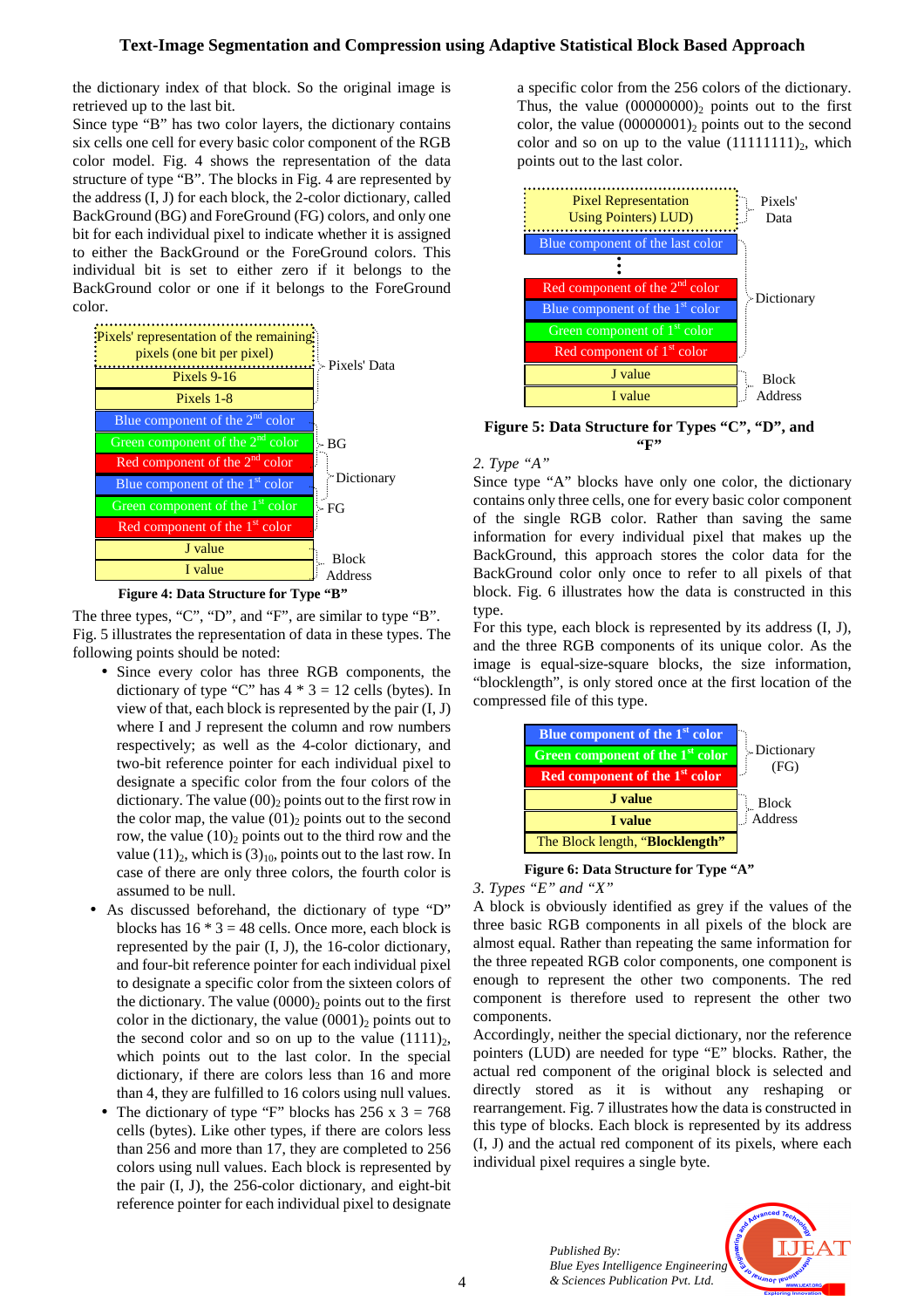the dictionary index of that block. So the original image is retrieved up to the last bit.

Since type "B" has two color layers, the dictionary contains six cells one cell for every basic color component of the RGB color model. Fig. 4 shows the representation of the data structure of type "B". The blocks in Fig. 4 are represented by the address (I, J) for each block, the 2-color dictionary, called BackGround (BG) and ForeGround (FG) colors, and only one bit for each individual pixel to indicate whether it is assigned to either the BackGround or the ForeGround colors. This individual bit is set to either zero if it belongs to the BackGround color or one if it belongs to the ForeGround color.

| Data structure | Group |
|---|---|
| Pixels' representation of the remaining pixels (one bit per pixel) | Pixels' Data |
| Pixels 9-16 | Pixels' Data |
| Pixels 1-8 | Pixels' Data |
| Blue component of the 2nd color | Dictionary – BG |
| Green component of the 2nd color | Dictionary – BG |
| Red component of the 2nd color | Dictionary – BG |
| Blue component of the 1st color | Dictionary – FG |
| Green component of the 1st color | Dictionary – FG |
| Red component of the 1st color | Dictionary – FG |
| J value | Block Address |
| I value | Block Address |

**Figure 4: Data Structure for Type "B"**

The three types, "C", "D", and "F", are similar to type "B". Fig. 5 illustrates the representation of data in these types. The following points should be noted:

- Since every color has three RGB components, the dictionary of type "C" has 4 * 3 = 12 cells (bytes). In view of that, each block is represented by the pair (I, J) where I and J represent the column and row numbers respectively; as well as the 4-color dictionary, and two-bit reference pointer for each individual pixel to designate a specific color from the four colors of the dictionary. The value $(00)_2$ points out to the first row in the color map, the value $(01)_2$ points out to the second row, the value $(10)_2$ points out to the third row and the value $(11)_2$, which is $(3)_{10}$, points out to the last row. In case of there are only three colors, the fourth color is assumed to be null.
- As discussed beforehand, the dictionary of type "D" blocks has 16 * 3 = 48 cells. Once more, each block is represented by the pair (I, J), the 16-color dictionary, and four-bit reference pointer for each individual pixel to designate a specific color from the sixteen colors of the dictionary. The value $(0000)_2$ points out to the first color in the dictionary, the value $(0001)_2$ points out to the second color and so on up to the value $(1111)_2$, which points out to the last color. In the special dictionary, if there are colors less than 16 and more than 4, they are fulfilled to 16 colors using null values.
- The dictionary of type "F" blocks has 256 x 3 = 768 cells (bytes). Like other types, if there are colors less than 256 and more than 17, they are completed to 256 colors using null values. Each block is represented by the pair (I, J), the 256-color dictionary, and eight-bit reference pointer for each individual pixel to designate a specific color from the 256 colors of the dictionary. Thus, the value $(00000000)_2$ points out to the first color, the value $(00000001)_2$ points out to the second color and so on up to the value $(11111111)_2$, which points out to the last color.

| Data structure | Group |
|---|---|
| Pixel Representation Using Pointers) LUD) | Pixels' Data |
| Blue component of the last color | Dictionary |
| ⋮ | Dictionary |
| Red component of the 2nd color | Dictionary |
| Blue component of the 1st color | Dictionary |
| Green component of 1st color | Dictionary |
| Red component of 1st color | Dictionary |
| J value | Block Address |
| I value | Block Address |

**Figure 5: Data Structure for Types "C", "D", and "F"**

*2. Type "A"*

Since type "A" blocks have only one color, the dictionary contains only three cells, one for every basic color component of the single RGB color. Rather than saving the same information for every individual pixel that makes up the BackGround, this approach stores the color data for the BackGround color only once to refer to all pixels of that block. Fig. 6 illustrates how the data is constructed in this type.

For this type, each block is represented by its address (I, J), and the three RGB components of its unique color. As the image is equal-size-square blocks, the size information, "blocklength", is only stored once at the first location of the compressed file of this type.

| Data structure | Group |
|---|---|
| **Blue component of the 1st color** | Dictionary (FG) |
| **Green component of the 1st color** | Dictionary (FG) |
| **Red component of the 1st color** | Dictionary (FG) |
| **J value** | Block Address |
| **I value** | Block Address |
| The Block length, "**Blocklength**" | |

**Figure 6: Data Structure for Type "A"**

*3. Types "E" and "X"*

A block is obviously identified as grey if the values of the three basic RGB components in all pixels of the block are almost equal. Rather than repeating the same information for the three repeated RGB color components, one component is enough to represent the other two components. The red component is therefore used to represent the other two components.

Accordingly, neither the special dictionary, nor the reference pointers (LUD) are needed for type "E" blocks. Rather, the actual red component of the original block is selected and directly stored as it is without any reshaping or rearrangement. Fig. 7 illustrates how the data is constructed in this type of blocks. Each block is represented by its address (I, J) and the actual red component of its pixels, where each individual pixel requires a single byte.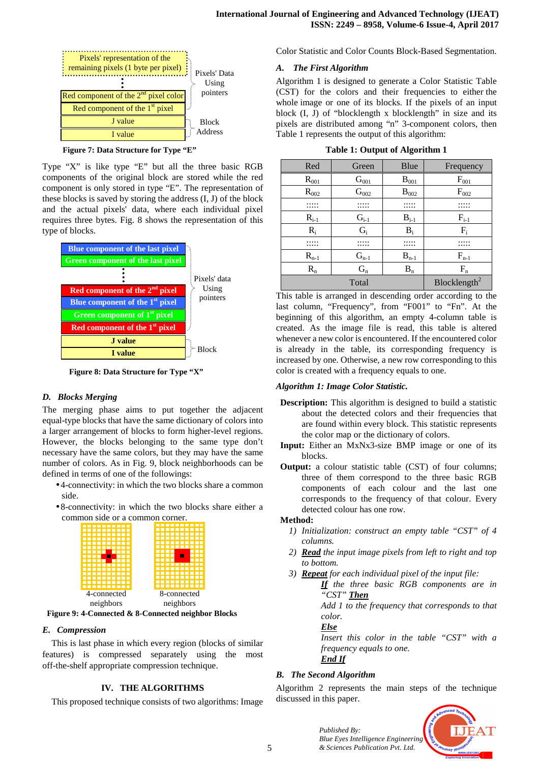Pixels' representation of the remaining pixels (1 byte per pixel)

⋮

Red component of the 2nd pixel color

Red component of the 1st pixel

J value

I value

Pixels' Data Using pointers

Block Address

**Figure 7: Data Structure for Type "E"**

Type "X" is like type "E" but all the three basic RGB components of the original block are stored while the red component is only stored in type "E". The representation of these blocks is saved by storing the address (I, J) of the block and the actual pixels' data, where each individual pixel requires three bytes. Fig. 8 shows the representation of this type of blocks.

Blue component of the last pixel

Green component of the last pixel

⋮

Red component of the 2nd pixel

Blue component of the 1st pixel

Green component of 1st pixel

Red component of the 1st pixel

J value

I value

Pixels' data Using pointers

Block

**Figure 8: Data Structure for Type "X"**

### *D. Blocks Merging*

The merging phase aims to put together the adjacent equal-type blocks that have the same dictionary of colors into a larger arrangement of blocks to form higher-level regions. However, the blocks belonging to the same type don't necessary have the same colors, but they may have the same number of colors. As in Fig. 9, block neighborhoods can be defined in terms of one of the followings:

- 4-connectivity: in which the two blocks share a common side.
- 8-connectivity: in which the two blocks share either a common side or a common corner.

4-connected neighbors

8-connected neighbors

**Figure 9: 4-Connected & 8-Connected neighbor Blocks**

### *E. Compression*

This is last phase in which every region (blocks of similar features) is compressed separately using the most off-the-shelf appropriate compression technique.

## IV. THE ALGORITHMS

This proposed technique consists of two algorithms: Image Color Statistic and Color Counts Block-Based Segmentation.

### *A. The First Algorithm*

Algorithm 1 is designed to generate a Color Statistic Table (CST) for the colors and their frequencies to either the whole image or one of its blocks. If the pixels of an input block (I, J) of "blocklength x blocklength" in size and its pixels are distributed among "n" 3-component colors, then Table 1 represents the output of this algorithm:

**Table 1: Output of Algorithm 1**

| Red | Green | Blue | Frequency |
|---|---|---|---|
| $R_{001}$ | $G_{001}$ | $B_{001}$ | $F_{001}$ |
| $R_{002}$ | $G_{002}$ | $B_{002}$ | $F_{002}$ |
| ::::: | ::::: | ::::: | ::::: |
| $R_{i-1}$ | $G_{i-1}$ | $B_{i-1}$ | $F_{i-1}$ |
| $R_i$ | $G_i$ | $B_i$ | $F_i$ |
| ::::: | ::::: | ::::: | ::::: |
| $R_{n-1}$ | $G_{n-1}$ | $B_{n-1}$ | $F_{n-1}$ |
| $R_n$ | $G_n$ | $B_n$ | $F_n$ |
| Total | | | $Blocklength^2$ |

This table is arranged in descending order according to the last column, "Frequency", from "F001" to "Fn". At the beginning of this algorithm, an empty 4-column table is created. As the image file is read, this table is altered whenever a new color is encountered. If the encountered color is already in the table, its corresponding frequency is increased by one. Otherwise, a new row corresponding to this color is created with a frequency equals to one.

***Algorithm 1: Image Color Statistic.***

**Description:** This algorithm is designed to build a statistic about the detected colors and their frequencies that are found within every block. This statistic represents the color map or the dictionary of colors.

**Input:** Either an MxNx3-size BMP image or one of its blocks.

**Output:** a colour statistic table (CST) of four columns; three of them correspond to the three basic RGB components of each colour and the last one corresponds to the frequency of that colour. Every detected colour has one row.

**Method:**

1) *Initialization: construct an empty table "CST" of 4 columns.*
2) ***Read*** *the input image pixels from left to right and top to bottom.*
3) ***Repeat*** *for each individual pixel of the input file:*

    ***If*** *the three basic RGB components are in "CST"* ***Then***

    *Add 1 to the frequency that corresponds to that color.*

    ***Else***

    *Insert this color in the table "CST" with a frequency equals to one.*

    ***End If***

### *B. The Second Algorithm*

Algorithm 2 represents the main steps of the technique discussed in this paper.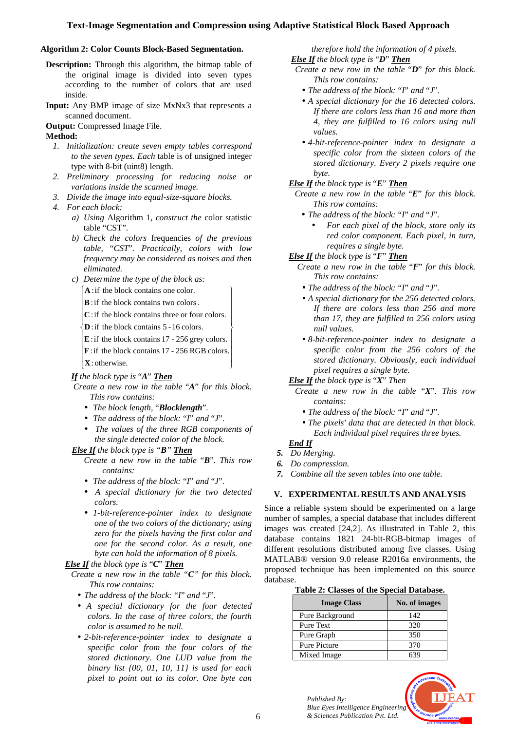**Algorithm 2: Color Counts Block-Based Segmentation.**

**Description:** Through this algorithm, the bitmap table of the original image is divided into seven types according to the number of colors that are used inside.

**Input:** Any BMP image of size MxNx3 that represents a scanned document.

**Output:** Compressed Image File.

**Method:**

1. *Initialization: create seven empty tables correspond to the seven types. Each* table is of unsigned integer type with 8-bit (uint8) length.
2. *Preliminary processing for reducing noise or variations inside the scanned image.*
3. *Divide the image into equal-size-square blocks.*
4. *For each block:*
   a) *Using* Algorithm 1, *construct the* color statistic table "CST".
   b) *Check the colors* frequencies *of the previous table, "CST". Practically, colors with low frequency may be considered as noises and then eliminated.*
   c) *Determine the type of the block as:*

$$\begin{cases} \mathbf{A}: \text{if the block contains one color.} \\ \mathbf{B}: \text{if the block contains two colors.} \\ \mathbf{C}: \text{if the block contains three or four colors.} \\ \mathbf{D}: \text{if the block contains 5 - 16 colors.} \\ \mathbf{E}: \text{if the block contains 17 - 256 grey colors.} \\ \mathbf{F}: \text{if the block contains 17 - 256 RGB colors.} \\ \mathbf{X}: \text{otherwise.} \end{cases}$$

***If*** *the block type is "**A**"* ***Then***
*Create a new row in the table "**A**" for this block. This row contains:*
- *The block length, "**Blocklength**".*
- *The address of the block: "I" and "J".*
- *The values of the three RGB components of the single detected color of the block.*

***Else If*** *the block type is "**B**"* ***Then***
*Create a new row in the table "**B**". This row contains:*
- *The address of the block: "I" and "J".*
- *A special dictionary for the two detected colors.*
- *1-bit-reference-pointer index to designate one of the two colors of the dictionary; using zero for the pixels having the first color and one for the second color. As a result, one byte can hold the information of 8 pixels.*

***Else If*** *the block type is "**C**"* ***Then***
*Create a new row in the table "**C**" for this block. This row contains:*
- *The address of the block: "I" and "J".*
- *A special dictionary for the four detected colors. In the case of three colors, the fourth color is assumed to be null.*
- *2-bit-reference-pointer index to designate a specific color from the four colors of the stored dictionary. One LUD value from the binary list {00, 01, 10, 11} is used for each pixel to point out to its color. One byte can therefore hold the information of 4 pixels.*

***Else If*** *the block type is "**D**"* ***Then***
*Create a new row in the table "**D**" for this block. This row contains:*
- *The address of the block: "I" and "J".*
- *A special dictionary for the 16 detected colors. If there are colors less than 16 and more than 4, they are fulfilled to 16 colors using null values.*
- *4-bit-reference-pointer index to designate a specific color from the sixteen colors of the stored dictionary. Every 2 pixels require one byte.*

***Else If*** *the block type is "**E**"* ***Then***
*Create a new row in the table "**E**" for this block. This row contains:*
- *The address of the block: "I" and "J".*
  - *For each pixel of the block, store only its red color component. Each pixel, in turn, requires a single byte.*

***Else If*** *the block type is "**F**"* ***Then***
*Create a new row in the table "**F**" for this block. This row contains:*
- *The address of the block: "I" and "J".*
- *A special dictionary for the 256 detected colors. If there are colors less than 256 and more than 17, they are fulfilled to 256 colors using null values.*
- *8-bit-reference-pointer index to designate a specific color from the 256 colors of the stored dictionary. Obviously, each individual pixel requires a single byte.*

***Else If*** *the block type is "**X**" Then*
*Create a new row in the table "**X**". This row contains:*
- *The address of the block: "I" and "J".*
- *The pixels' data that are detected in that block. Each individual pixel requires three bytes.*

***End If***

5. *Do Merging.*
6. *Do compression.*
7. *Combine all the seven tables into one table.*

## V. EXPERIMENTAL RESULTS AND ANALYSIS

Since a reliable system should be experimented on a large number of samples, a special database that includes different images was created [24,2]. As illustrated in Table 2, this database contains 1821 24-bit-RGB-bitmap images of different resolutions distributed among five classes. Using MATLAB® version 9.0 release R2016a environments, the proposed technique has been implemented on this source database.

**Table 2: Classes of the Special Database.**

| Image Class | No. of images |
|---|---|
| Pure Background | 142 |
| Pure Text | 320 |
| Pure Graph | 350 |
| Pure Picture | 370 |
| Mixed Image | 639 |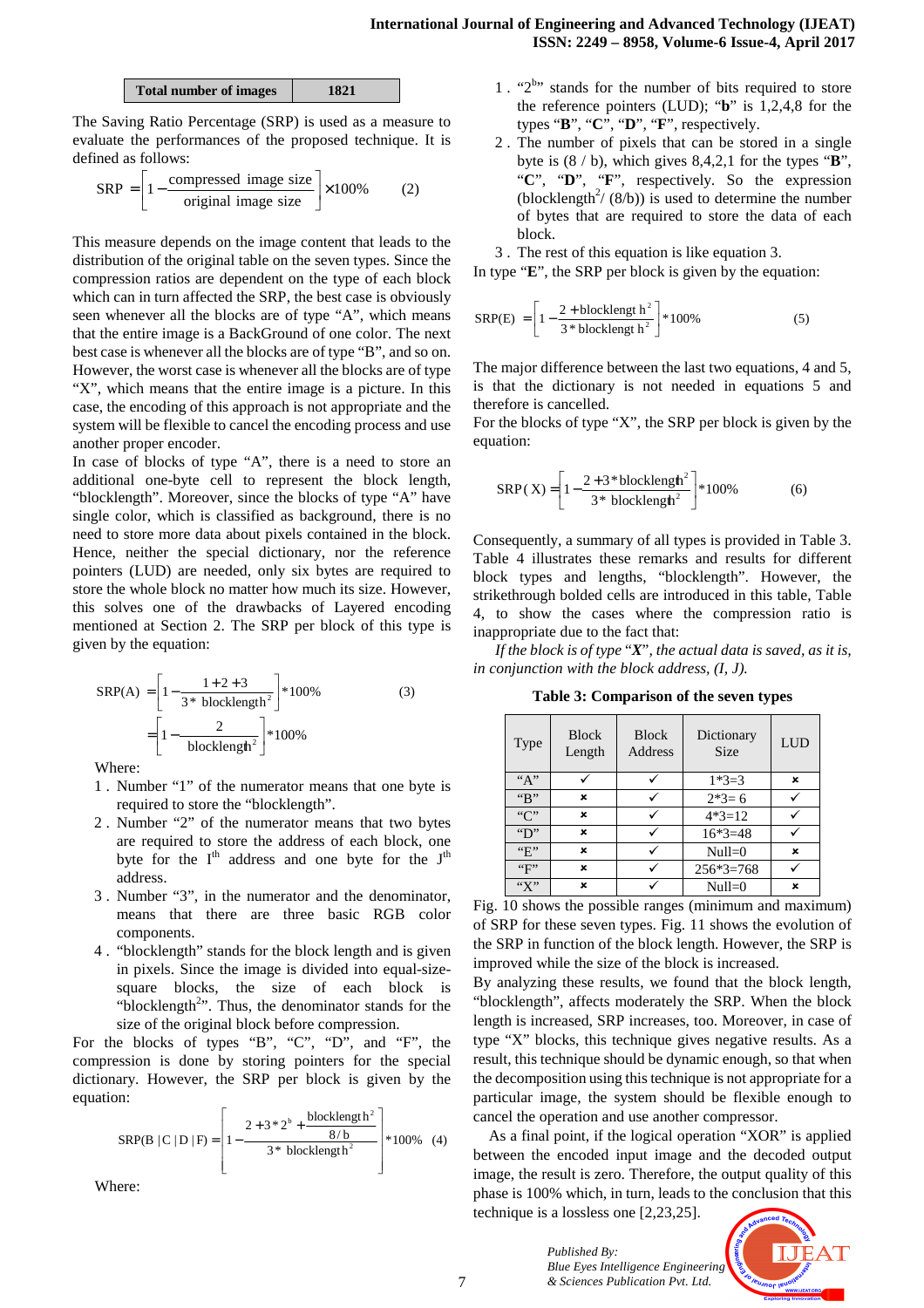| Total number of images | 1821 |
|---|---|

The Saving Ratio Percentage (SRP) is used as a measure to evaluate the performances of the proposed technique. It is defined as follows:

$$\text{SRP} = \left[1 - \frac{\text{compressed image size}}{\text{original image size}}\right] \times 100\% \qquad (2)$$

This measure depends on the image content that leads to the distribution of the original table on the seven types. Since the compression ratios are dependent on the type of each block which can in turn affected the SRP, the best case is obviously seen whenever all the blocks are of type "A", which means that the entire image is a BackGround of one color. The next best case is whenever all the blocks are of type "B", and so on. However, the worst case is whenever all the blocks are of type "X", which means that the entire image is a picture. In this case, the encoding of this approach is not appropriate and the system will be flexible to cancel the encoding process and use another proper encoder.

In case of blocks of type "A", there is a need to store an additional one-byte cell to represent the block length, "blocklength". Moreover, since the blocks of type "A" have single color, which is classified as background, there is no need to store more data about pixels contained in the block. Hence, neither the special dictionary, nor the reference pointers (LUD) are needed, only six bytes are required to store the whole block no matter how much its size. However, this solves one of the drawbacks of Layered encoding mentioned at Section 2. The SRP per block of this type is given by the equation:

$$\text{SRP(A)} = \left[1 - \frac{1+2+3}{3 * \text{blocklength}^2}\right] * 100\% = \left[1 - \frac{2}{\text{blocklength}^2}\right] * 100\% \qquad (3)$$

Where:

1. Number "1" of the numerator means that one byte is required to store the "blocklength".
2. Number "2" of the numerator means that two bytes are required to store the address of each block, one byte for the I[th] address and one byte for the J[th] address.
3. Number "3", in the numerator and the denominator, means that there are three basic RGB color components.
4. "blocklength" stands for the block length and is given in pixels. Since the image is divided into equal-size-square blocks, the size of each block is "$\text{blocklength}^2$". Thus, the denominator stands for the size of the original block before compression.

For the blocks of types "B", "C", "D", and "F", the compression is done by storing pointers for the special dictionary. However, the SRP per block is given by the equation:

$$\text{SRP(B|C|D|F)} = \left[1 - \frac{2 + 3 * 2^b + \frac{\text{blocklength}^2}{8/b}}{3 * \text{blocklength}^2}\right] * 100\% \qquad (4)$$

Where:

1. "$2^b$" stands for the number of bits required to store the reference pointers (LUD); "**b**" is 1,2,4,8 for the types "**B**", "**C**", "**D**", "**F**", respectively.
2. The number of pixels that can be stored in a single byte is (8 / b), which gives 8,4,2,1 for the types "**B**", "**C**", "**D**", "**F**", respectively. So the expression $(\text{blocklength}^2 / (8/b))$ is used to determine the number of bytes that are required to store the data of each block.
3. The rest of this equation is like equation 3.

In type "**E**", the SRP per block is given by the equation:

$$\text{SRP(E)} = \left[1 - \frac{2 + \text{blocklength}^2}{3 * \text{blocklength}^2}\right] * 100\% \qquad (5)$$

The major difference between the last two equations, 4 and 5, is that the dictionary is not needed in equations 5 and therefore is cancelled.

For the blocks of type "X", the SRP per block is given by the equation:

$$\text{SRP(X)} = \left[1 - \frac{2 + 3 * \text{blocklength}^2}{3 * \text{blocklength}^2}\right] * 100\% \qquad (6)$$

Consequently, a summary of all types is provided in Table 3. Table 4 illustrates these remarks and results for different block types and lengths, "blocklength". However, the strikethrough bolded cells are introduced in this table, Table 4, to show the cases where the compression ratio is inappropriate due to the fact that:

*If the block is of type "**X**", the actual data is saved, as it is, in conjunction with the block address, (I, J).*

**Table 3: Comparison of the seven types**

| Type | Block Length | Block Address | Dictionary Size | LUD |
|---|---|---|---|---|
| "A" | ✓ | ✓ | 1*3=3 | × |
| "B" | × | ✓ | 2*3= 6 | ✓ |
| "C" | × | ✓ | 4*3=12 | ✓ |
| "D" | × | ✓ | 16*3=48 | ✓ |
| "E" | × | ✓ | Null=0 | × |
| "F" | × | ✓ | 256*3=768 | ✓ |
| "X" | × | ✓ | Null=0 | × |

Fig. 10 shows the possible ranges (minimum and maximum) of SRP for these seven types. Fig. 11 shows the evolution of the SRP in function of the block length. However, the SRP is improved while the size of the block is increased.

By analyzing these results, we found that the block length, "blocklength", affects moderately the SRP. When the block length is increased, SRP increases, too. Moreover, in case of type "X" blocks, this technique gives negative results. As a result, this technique should be dynamic enough, so that when the decomposition using this technique is not appropriate for a particular image, the system should be flexible enough to cancel the operation and use another compressor.

As a final point, if the logical operation "XOR" is applied between the encoded input image and the decoded output image, the result is zero. Therefore, the output quality of this phase is 100% which, in turn, leads to the conclusion that this technique is a lossless one [2,23,25].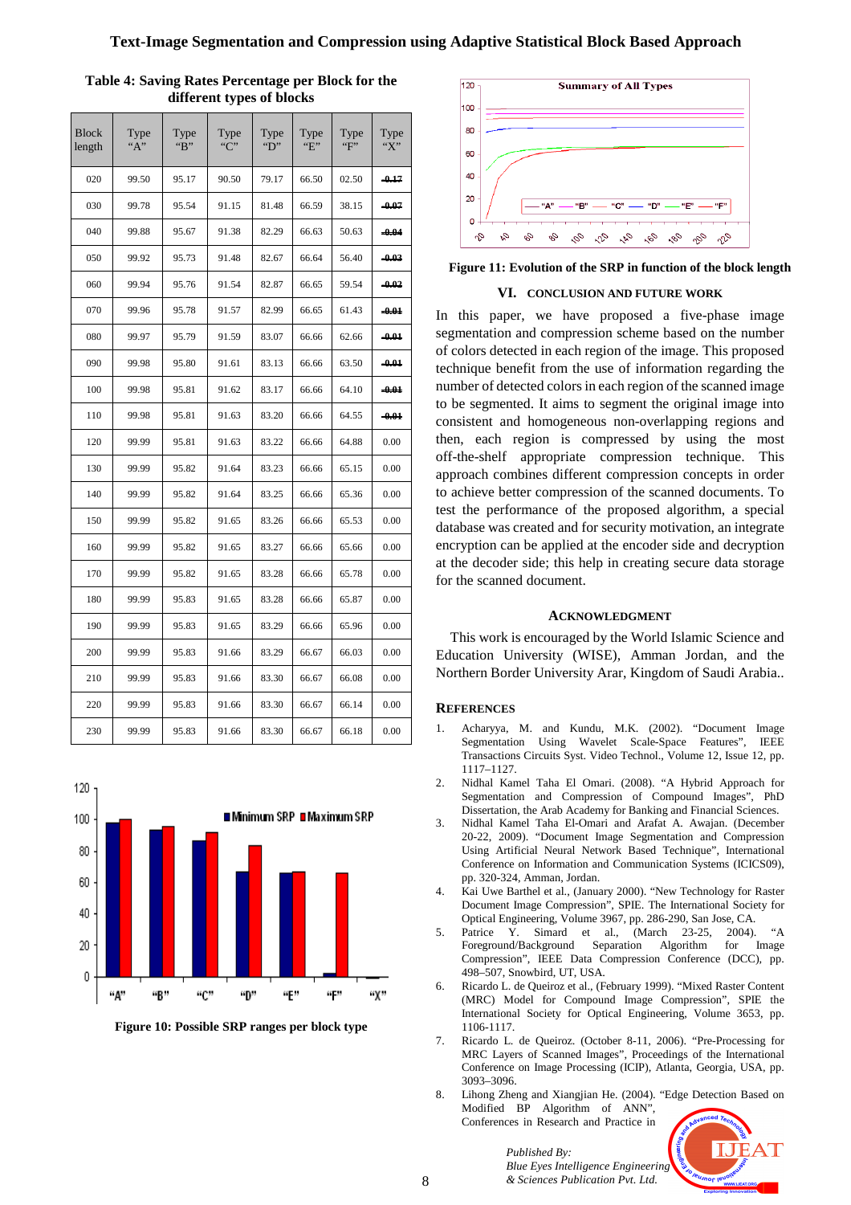**Table 4: Saving Rates Percentage per Block for the different types of blocks**

| Block length | Type "A" | Type "B" | Type "C" | Type "D" | Type "E" | Type "F" | Type "X" |
|---|---|---|---|---|---|---|---|
| 020 | 99.50 | 95.17 | 90.50 | 79.17 | 66.50 | 02.50 | -0.17 |
| 030 | 99.78 | 95.54 | 91.15 | 81.48 | 66.59 | 38.15 | -0.07 |
| 040 | 99.88 | 95.67 | 91.38 | 82.29 | 66.63 | 50.63 | -0.04 |
| 050 | 99.92 | 95.73 | 91.48 | 82.67 | 66.64 | 56.40 | -0.03 |
| 060 | 99.94 | 95.76 | 91.54 | 82.87 | 66.65 | 59.54 | -0.02 |
| 070 | 99.96 | 95.78 | 91.57 | 82.99 | 66.65 | 61.43 | -0.01 |
| 080 | 99.97 | 95.79 | 91.59 | 83.07 | 66.66 | 62.66 | -0.01 |
| 090 | 99.98 | 95.80 | 91.61 | 83.13 | 66.66 | 63.50 | -0.01 |
| 100 | 99.98 | 95.81 | 91.62 | 83.17 | 66.66 | 64.10 | -0.01 |
| 110 | 99.98 | 95.81 | 91.63 | 83.20 | 66.66 | 64.55 | -0.01 |
| 120 | 99.99 | 95.81 | 91.63 | 83.22 | 66.66 | 64.88 | 0.00 |
| 130 | 99.99 | 95.82 | 91.64 | 83.23 | 66.66 | 65.15 | 0.00 |
| 140 | 99.99 | 95.82 | 91.64 | 83.25 | 66.66 | 65.36 | 0.00 |
| 150 | 99.99 | 95.82 | 91.65 | 83.26 | 66.66 | 65.53 | 0.00 |
| 160 | 99.99 | 95.82 | 91.65 | 83.27 | 66.66 | 65.66 | 0.00 |
| 170 | 99.99 | 95.82 | 91.65 | 83.28 | 66.66 | 65.78 | 0.00 |
| 180 | 99.99 | 95.83 | 91.65 | 83.28 | 66.66 | 65.87 | 0.00 |
| 190 | 99.99 | 95.83 | 91.65 | 83.29 | 66.66 | 65.96 | 0.00 |
| 200 | 99.99 | 95.83 | 91.66 | 83.29 | 66.67 | 66.03 | 0.00 |
| 210 | 99.99 | 95.83 | 91.66 | 83.30 | 66.67 | 66.08 | 0.00 |
| 220 | 99.99 | 95.83 | 91.66 | 83.30 | 66.67 | 66.14 | 0.00 |
| 230 | 99.99 | 95.83 | 91.66 | 83.30 | 66.67 | 66.18 | 0.00 |

120
100
80
60
40
20
0
Minimum SRP  Maximum SRP
"A" "B" "C" "D" "E" "F" "X"

**Figure 10: Possible SRP ranges per block type**

Summary of All Types
120
100
80
60
40
20
0
"A" "B" "C" "D" "E" "F"
20 40 60 80 100 120 140 160 180 200 220

**Figure 11: Evolution of the SRP in function of the block length**

## VI. CONCLUSION AND FUTURE WORK

In this paper, we have proposed a five-phase image segmentation and compression scheme based on the number of colors detected in each region of the image. This proposed technique benefit from the use of information regarding the number of detected colors in each region of the scanned image to be segmented. It aims to segment the original image into consistent and homogeneous non-overlapping regions and then, each region is compressed by using the most off-the-shelf appropriate compression technique. This approach combines different compression concepts in order to achieve better compression of the scanned documents. To test the performance of the proposed algorithm, a special database was created and for security motivation, an integrate encryption can be applied at the encoder side and decryption at the decoder side; this help in creating secure data storage for the scanned document.

## ACKNOWLEDGMENT

This work is encouraged by the World Islamic Science and Education University (WISE), Amman Jordan, and the Northern Border University Arar, Kingdom of Saudi Arabia..

## REFERENCES

1. Acharyya, M. and Kundu, M.K. (2002). "Document Image Segmentation Using Wavelet Scale-Space Features", IEEE Transactions Circuits Syst. Video Technol., Volume 12, Issue 12, pp. 1117–1127.
2. Nidhal Kamel Taha El Omari. (2008). "A Hybrid Approach for Segmentation and Compression of Compound Images", PhD Dissertation, the Arab Academy for Banking and Financial Sciences.
3. Nidhal Kamel Taha El-Omari and Arafat A. Awajan. (December 20-22, 2009). "Document Image Segmentation and Compression Using Artificial Neural Network Based Technique", International Conference on Information and Communication Systems (ICICS09), pp. 320-324, Amman, Jordan.
4. Kai Uwe Barthel et al., (January 2000). "New Technology for Raster Document Image Compression", SPIE. The International Society for Optical Engineering, Volume 3967, pp. 286-290, San Jose, CA.
5. Patrice Y. Simard et al., (March 23-25, 2004). "A Foreground/Background Separation Algorithm for Image Compression", IEEE Data Compression Conference (DCC), pp. 498–507, Snowbird, UT, USA.
6. Ricardo L. de Queiroz et al., (February 1999). "Mixed Raster Content (MRC) Model for Compound Image Compression", SPIE the International Society for Optical Engineering, Volume 3653, pp. 1106-1117.
7. Ricardo L. de Queiroz. (October 8-11, 2006). "Pre-Processing for MRC Layers of Scanned Images", Proceedings of the International Conference on Image Processing (ICIP), Atlanta, Georgia, USA, pp. 3093–3096.
8. Lihong Zheng and Xiangjian He. (2004). "Edge Detection Based on Modified BP Algorithm of ANN", Conferences in Research and Practice in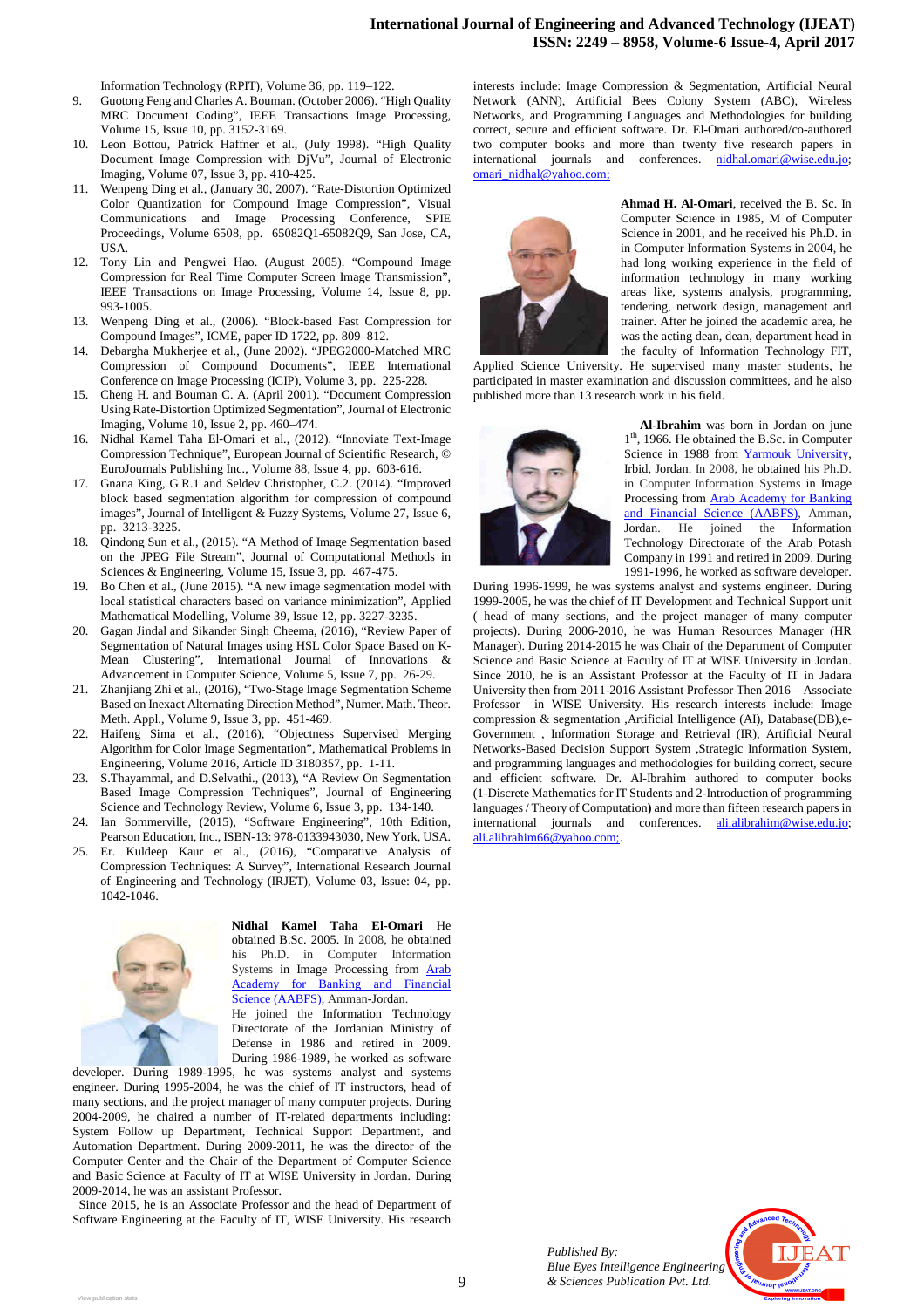Information Technology (RPIT), Volume 36, pp. 119–122.

9. Guotong Feng and Charles A. Bouman. (October 2006). "High Quality MRC Document Coding", IEEE Transactions Image Processing, Volume 15, Issue 10, pp. 3152-3169.
10. Leon Bottou, Patrick Haffner et al., (July 1998). "High Quality Document Image Compression with DjVu", Journal of Electronic Imaging, Volume 07, Issue 3, pp. 410-425.
11. Wenpeng Ding et al., (January 30, 2007). "Rate-Distortion Optimized Color Quantization for Compound Image Compression", Visual Communications and Image Processing Conference, SPIE Proceedings, Volume 6508, pp. 65082Q1-65082Q9, San Jose, CA, USA.
12. Tony Lin and Pengwei Hao. (August 2005). "Compound Image Compression for Real Time Computer Screen Image Transmission", IEEE Transactions on Image Processing, Volume 14, Issue 8, pp. 993-1005.
13. Wenpeng Ding et al., (2006). "Block-based Fast Compression for Compound Images", ICME, paper ID 1722, pp. 809–812.
14. Debargha Mukherjee et al., (June 2002). "JPEG2000-Matched MRC Compression of Compound Documents", IEEE International Conference on Image Processing (ICIP), Volume 3, pp. 225-228.
15. Cheng H. and Bouman C. A. (April 2001). "Document Compression Using Rate-Distortion Optimized Segmentation", Journal of Electronic Imaging, Volume 10, Issue 2, pp. 460–474.
16. Nidhal Kamel Taha El-Omari et al., (2012). "Innoviate Text-Image Compression Technique", European Journal of Scientific Research, © EuroJournals Publishing Inc., Volume 88, Issue 4, pp. 603-616.
17. Gnana King, G.R.1 and Seldev Christopher, C.2. (2014). "Improved block based segmentation algorithm for compression of compound images", Journal of Intelligent & Fuzzy Systems, Volume 27, Issue 6, pp. 3213-3225.
18. Qindong Sun et al., (2015). "A Method of Image Segmentation based on the JPEG File Stream", Journal of Computational Methods in Sciences & Engineering, Volume 15, Issue 3, pp. 467-475.
19. Bo Chen et al., (June 2015). "A new image segmentation model with local statistical characters based on variance minimization", Applied Mathematical Modelling, Volume 39, Issue 12, pp. 3227-3235.
20. Gagan Jindal and Sikander Singh Cheema, (2016), "Review Paper of Segmentation of Natural Images using HSL Color Space Based on K-Mean Clustering", International Journal of Innovations & Advancement in Computer Science, Volume 5, Issue 7, pp. 26-29.
21. Zhanjiang Zhi et al., (2016), "Two-Stage Image Segmentation Scheme Based on Inexact Alternating Direction Method", Numer. Math. Theor. Meth. Appl., Volume 9, Issue 3, pp. 451-469.
22. Haifeng Sima et al., (2016), "Objectness Supervised Merging Algorithm for Color Image Segmentation", Mathematical Problems in Engineering, Volume 2016, Article ID 3180357, pp. 1-11.
23. S.Thayammal, and D.Selvathi., (2013), "A Review On Segmentation Based Image Compression Techniques", Journal of Engineering Science and Technology Review, Volume 6, Issue 3, pp. 134-140.
24. Ian Sommerville, (2015), "Software Engineering", 10th Edition, Pearson Education, Inc., ISBN-13: 978-0133943030, New York, USA.
25. Er. Kuldeep Kaur et al., (2016), "Comparative Analysis of Compression Techniques: A Survey", International Research Journal of Engineering and Technology (IRJET), Volume 03, Issue: 04, pp. 1042-1046.

**Nidhal Kamel Taha El-Omari** He obtained B.Sc. 2005. In 2008, he obtained his Ph.D. in Computer Information Systems in Image Processing from Arab Academy for Banking and Financial Science (AABFS), Amman-Jordan. He joined the Information Technology Directorate of the Jordanian Ministry of Defense in 1986 and retired in 2009. During 1986-1989, he worked as software developer. During 1989-1995, he was systems analyst and systems engineer. During 1995-2004, he was the chief of IT instructors, head of many sections, and the project manager of many computer projects. During 2004-2009, he chaired a number of IT-related departments including: System Follow up Department, Technical Support Department, and Automation Department. During 2009-2011, he was the director of the Computer Center and the Chair of the Department of Computer Science and Basic Science at Faculty of IT at WISE University in Jordan. During 2009-2014, he was an assistant Professor.

Since 2015, he is an Associate Professor and the head of Department of Software Engineering at the Faculty of IT, WISE University. His research interests include: Image Compression & Segmentation, Artificial Neural Network (ANN), Artificial Bees Colony System (ABC), Wireless Networks, and Programming Languages and Methodologies for building correct, secure and efficient software. Dr. El-Omari authored/co-authored two computer books and more than twenty five research papers in international journals and conferences. nidhal.omari@wise.edu.jo; omari_nidhal@yahoo.com;

**Ahmad H. Al-Omari**, received the B. Sc. In Computer Science in 1985, M of Computer Science in 2001, and he received his Ph.D. in in Computer Information Systems in 2004, he had long working experience in the field of information technology in many working areas like, systems analysis, programming, tendering, network design, management and trainer. After he joined the academic area, he was the acting dean, dean, department head in the faculty of Information Technology FIT, Applied Science University. He supervised many master students, he participated in master examination and discussion committees, and he also published more than 13 research work in his field.

**Al-Ibrahim** was born in Jordan on june 1st, 1966. He obtained the B.Sc. in Computer Science in 1988 from Yarmouk University, Irbid, Jordan. In 2008, he obtained his Ph.D. in Computer Information Systems in Image Processing from Arab Academy for Banking and Financial Science (AABFS), Amman, Jordan. He joined the Information Technology Directorate of the Arab Potash Company in 1991 and retired in 2009. During 1991-1996, he worked as software developer. During 1996-1999, he was systems analyst and systems engineer. During 1999-2005, he was the chief of IT Development and Technical Support unit ( head of many sections, and the project manager of many computer projects). During 2006-2010, he was Human Resources Manager (HR Manager). During 2014-2015 he was Chair of the Department of Computer Science and Basic Science at Faculty of IT at WISE University in Jordan. Since 2010, he is an Assistant Professor at the Faculty of IT in Jadara University then from 2011-2016 Assistant Professor Then 2016 – Associate Professor in WISE University. His research interests include: Image compression & segmentation ,Artificial Intelligence (AI), Database(DB),e-Government , Information Storage and Retrieval (IR), Artificial Neural Networks-Based Decision Support System ,Strategic Information System, and programming languages and methodologies for building correct, secure and efficient software. Dr. Al-Ibrahim authored to computer books (1-Discrete Mathematics for IT Students and 2-Introduction of programming languages / Theory of Computation**)** and more than fifteen research papers in international journals and conferences. ali.alibrahim@wise.edu.jo; ali.alibrahim66@yahoo.com;.